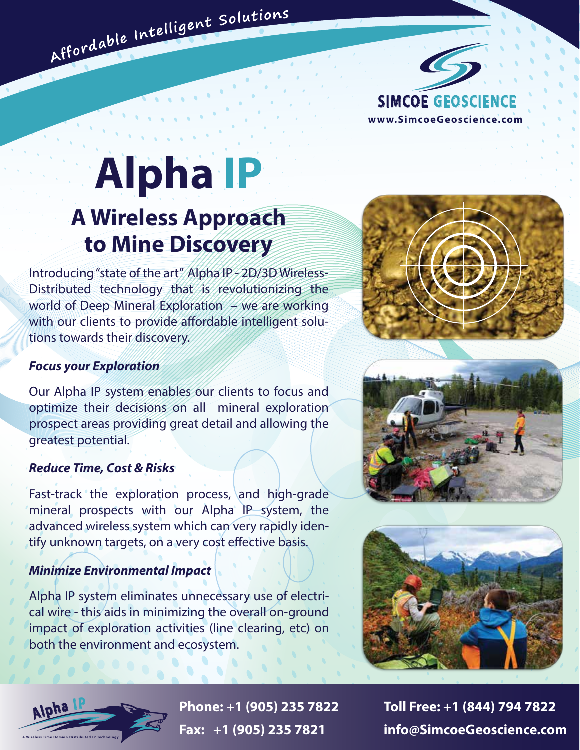Affordable Intelligent Solutions

SIMCOE GEOSCIENCE
www.SimcoeGeoscience.com

# Alpha IP

## A Wireless Approach to Mine Discovery

Introducing "state of the art" Alpha IP - 2D/3D Wireless-Distributed technology that is revolutionizing the world of Deep Mineral Exploration – we are working with our clients to provide affordable intelligent solutions towards their discovery.

***Focus your Exploration***

Our Alpha IP system enables our clients to focus and optimize their decisions on all mineral exploration prospect areas providing great detail and allowing the greatest potential.

***Reduce Time, Cost & Risks***

Fast-track the exploration process, and high-grade mineral prospects with our Alpha IP system, the advanced wireless system which can very rapidly identify unknown targets, on a very cost effective basis.

***Minimize Environmental Impact***

Alpha IP system eliminates unnecessary use of electrical wire - this aids in minimizing the overall on-ground impact of exploration activities (line clearing, etc) on both the environment and ecosystem.

Alpha IP
A Wireless Time Domain Distributed IP Technology

**Phone: +1 (905) 235 7822**
**Fax: +1 (905) 235 7821**

**Toll Free: +1 (844) 794 7822**
**info@SimcoeGeoscience.com**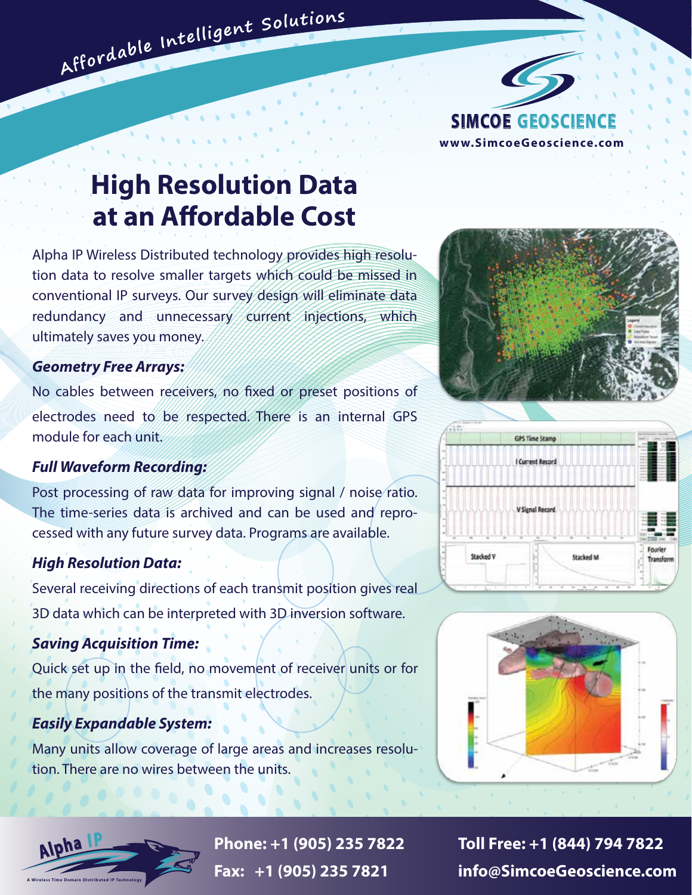Affordable Intelligent Solutions

SIMCOE GEOSCIENCE
www.SimcoeGeoscience.com

# High Resolution Data at an Affordable Cost

Alpha IP Wireless Distributed technology provides high resolution data to resolve smaller targets which could be missed in conventional IP surveys. Our survey design will eliminate data redundancy and unnecessary current injections, which ultimately saves you money.

### *Geometry Free Arrays:*

No cables between receivers, no fixed or preset positions of electrodes need to be respected. There is an internal GPS module for each unit.

### *Full Waveform Recording:*

Post processing of raw data for improving signal / noise ratio. The time-series data is archived and can be used and reprocessed with any future survey data. Programs are available.

### *High Resolution Data:*

Several receiving directions of each transmit position gives real 3D data which can be interpreted with 3D inversion software.

### *Saving Acquisition Time:*

Quick set up in the field, no movement of receiver units or for the many positions of the transmit electrodes.

### *Easily Expandable System:*

Many units allow coverage of large areas and increases resolution. There are no wires between the units.

GPS Time Stamp
I Current Record
V Signal Record
Stacked V
Stacked M
Fourier Transform

Alpha IP
A Wireless Time Domain Distributed IP Technology

**Phone: +1 (905) 235 7822**
**Fax: +1 (905) 235 7821**

**Toll Free: +1 (844) 794 7822**
**info@SimcoeGeoscience.com**